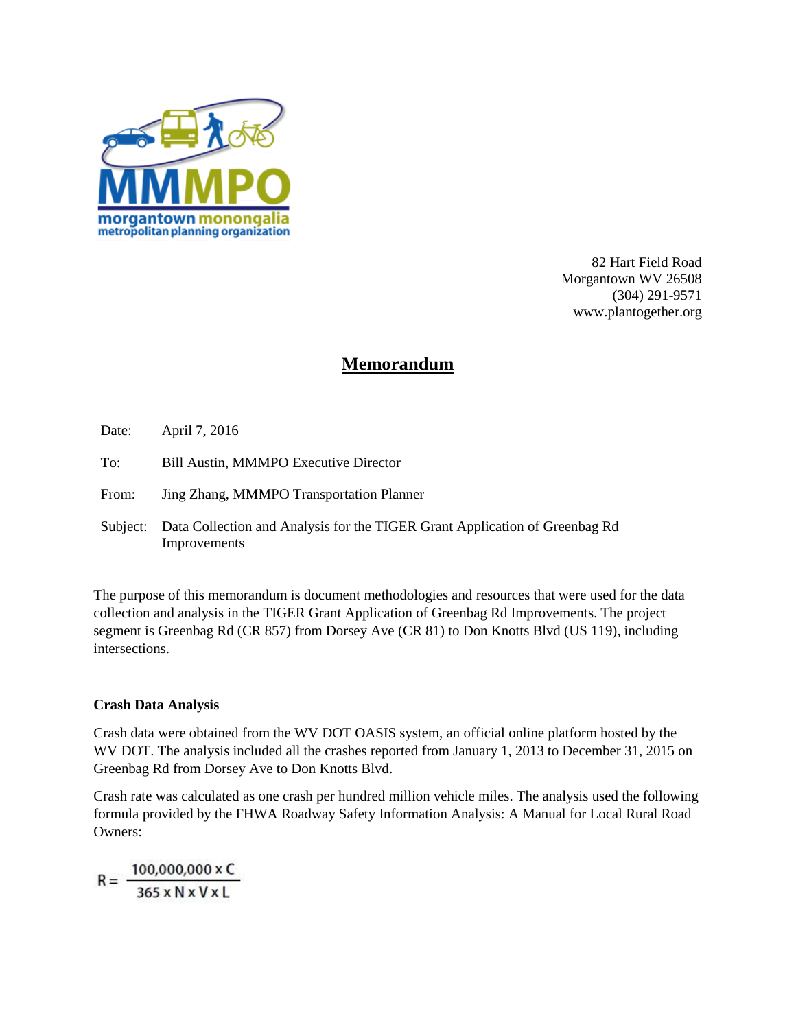82 Hart Field Road
Morgantown WV 26508
(304) 291-9571
www.plantogether.org

# Memorandum

Date: April 7, 2016

To: Bill Austin, MMMPO Executive Director

From: Jing Zhang, MMMPO Transportation Planner

Subject: Data Collection and Analysis for the TIGER Grant Application of Greenbag Rd Improvements

The purpose of this memorandum is document methodologies and resources that were used for the data collection and analysis in the TIGER Grant Application of Greenbag Rd Improvements. The project segment is Greenbag Rd (CR 857) from Dorsey Ave (CR 81) to Don Knotts Blvd (US 119), including intersections.

### Crash Data Analysis

Crash data were obtained from the WV DOT OASIS system, an official online platform hosted by the WV DOT. The analysis included all the crashes reported from January 1, 2013 to December 31, 2015 on Greenbag Rd from Dorsey Ave to Don Knotts Blvd.

Crash rate was calculated as one crash per hundred million vehicle miles. The analysis used the following formula provided by the FHWA Roadway Safety Information Analysis: A Manual for Local Rural Road Owners:

$$R = \frac{100{,}000{,}000 \times C}{365 \times N \times V \times L}$$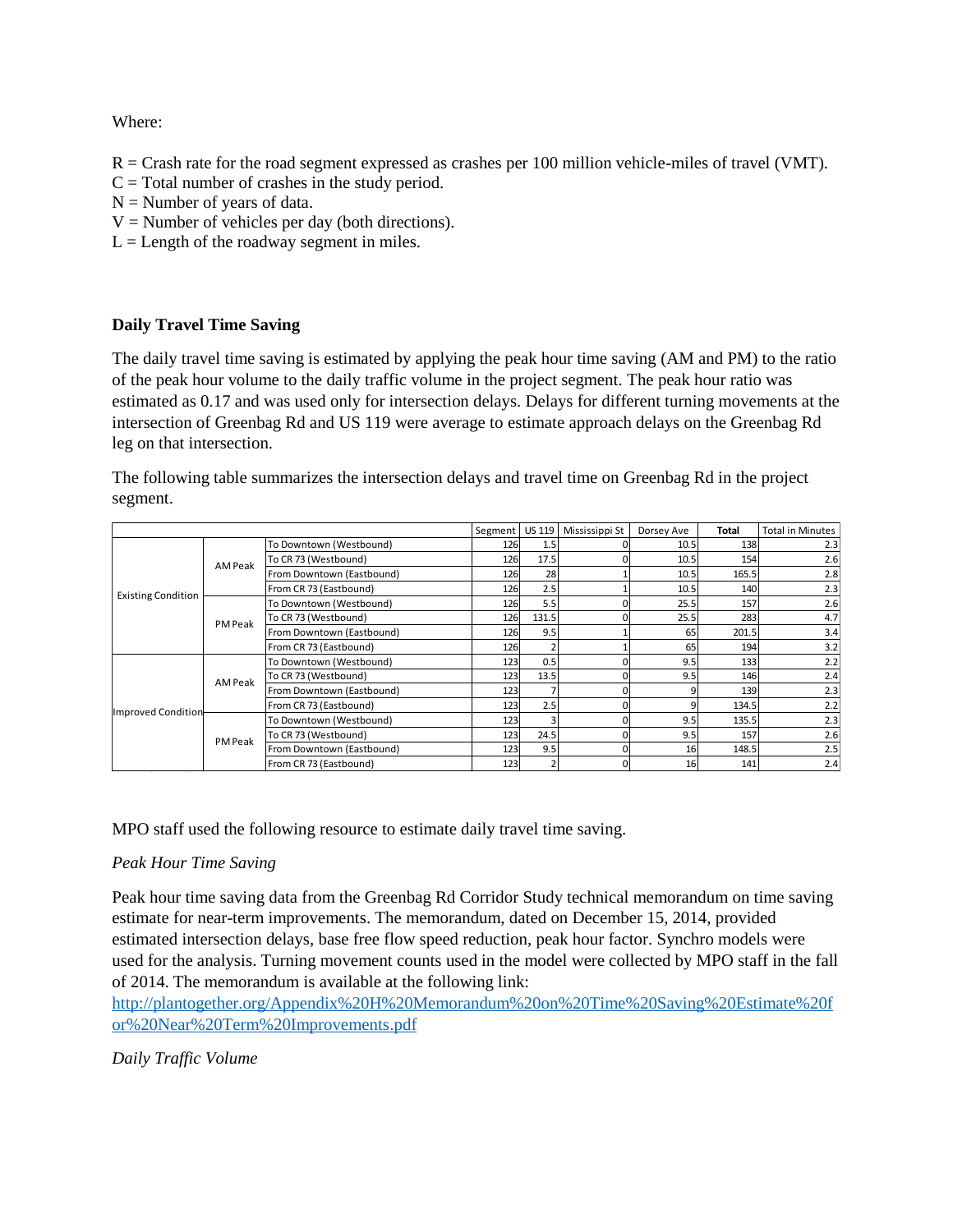Where:

$R$ = Crash rate for the road segment expressed as crashes per 100 million vehicle-miles of travel (VMT).
$C$ = Total number of crashes in the study period.
$N$ = Number of years of data.
$V$ = Number of vehicles per day (both directions).
$L$ = Length of the roadway segment in miles.

**Daily Travel Time Saving**

The daily travel time saving is estimated by applying the peak hour time saving (AM and PM) to the ratio of the peak hour volume to the daily traffic volume in the project segment. The peak hour ratio was estimated as 0.17 and was used only for intersection delays. Delays for different turning movements at the intersection of Greenbag Rd and US 119 were average to estimate approach delays on the Greenbag Rd leg on that intersection.

The following table summarizes the intersection delays and travel time on Greenbag Rd in the project segment.

| | | | Segment | US 119 | Mississippi St | Dorsey Ave | Total | Total in Minutes |
|---|---|---|---|---|---|---|---|---|
| Existing Condition | AM Peak | To Downtown (Westbound) | 126 | 1.5 | 0 | 10.5 | 138 | 2.3 |
| | | To CR 73 (Westbound) | 126 | 17.5 | 0 | 10.5 | 154 | 2.6 |
| | | From Downtown (Eastbound) | 126 | 28 | 1 | 10.5 | 165.5 | 2.8 |
| | | From CR 73 (Eastbound) | 126 | 2.5 | 1 | 10.5 | 140 | 2.3 |
| | PM Peak | To Downtown (Westbound) | 126 | 5.5 | 0 | 25.5 | 157 | 2.6 |
| | | To CR 73 (Westbound) | 126 | 131.5 | 0 | 25.5 | 283 | 4.7 |
| | | From Downtown (Eastbound) | 126 | 9.5 | 1 | 65 | 201.5 | 3.4 |
| | | From CR 73 (Eastbound) | 126 | 2 | 1 | 65 | 194 | 3.2 |
| Improved Condition | AM Peak | To Downtown (Westbound) | 123 | 0.5 | 0 | 9.5 | 133 | 2.2 |
| | | To CR 73 (Westbound) | 123 | 13.5 | 0 | 9.5 | 146 | 2.4 |
| | | From Downtown (Eastbound) | 123 | 7 | 0 | 9 | 139 | 2.3 |
| | | From CR 73 (Eastbound) | 123 | 2.5 | 0 | 9 | 134.5 | 2.2 |
| | PM Peak | To Downtown (Westbound) | 123 | 3 | 0 | 9.5 | 135.5 | 2.3 |
| | | To CR 73 (Westbound) | 123 | 24.5 | 0 | 9.5 | 157 | 2.6 |
| | | From Downtown (Eastbound) | 123 | 9.5 | 0 | 16 | 148.5 | 2.5 |
| | | From CR 73 (Eastbound) | 123 | 2 | 0 | 16 | 141 | 2.4 |

MPO staff used the following resource to estimate daily travel time saving.

*Peak Hour Time Saving*

Peak hour time saving data from the Greenbag Rd Corridor Study technical memorandum on time saving estimate for near-term improvements. The memorandum, dated on December 15, 2014, provided estimated intersection delays, base free flow speed reduction, peak hour factor. Synchro models were used for the analysis. Turning movement counts used in the model were collected by MPO staff in the fall of 2014. The memorandum is available at the following link:
http://plantogether.org/Appendix%20H%20Memorandum%20on%20Time%20Saving%20Estimate%20for%20Near%20Term%20Improvements.pdf

*Daily Traffic Volume*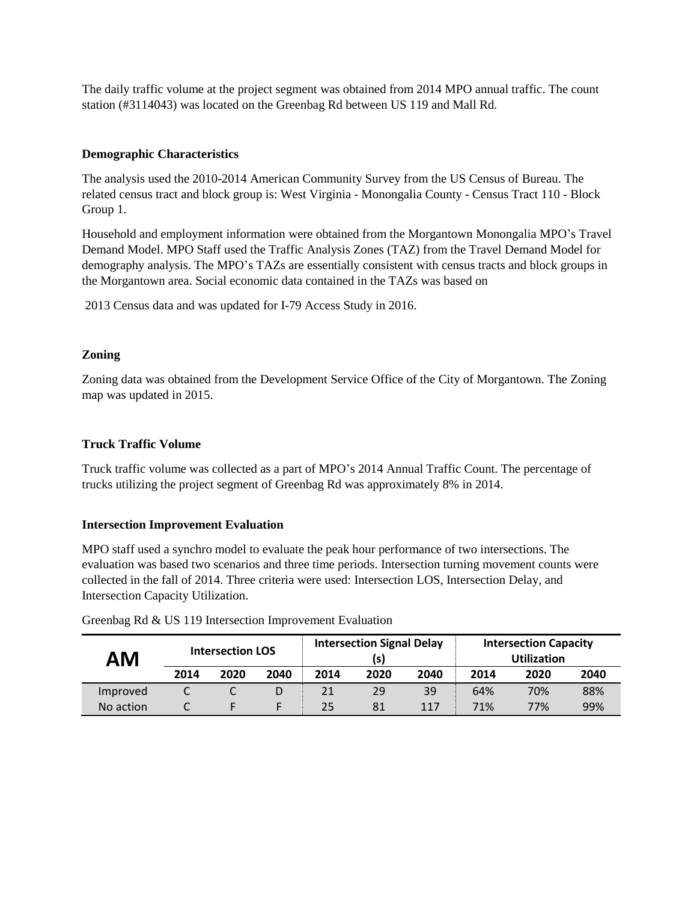The daily traffic volume at the project segment was obtained from 2014 MPO annual traffic. The count station (#3114043) was located on the Greenbag Rd between US 119 and Mall Rd.

**Demographic Characteristics**

The analysis used the 2010-2014 American Community Survey from the US Census of Bureau. The related census tract and block group is: West Virginia - Monongalia County - Census Tract 110 - Block Group 1.

Household and employment information were obtained from the Morgantown Monongalia MPO's Travel Demand Model. MPO Staff used the Traffic Analysis Zones (TAZ) from the Travel Demand Model for demography analysis. The MPO's TAZs are essentially consistent with census tracts and block groups in the Morgantown area. Social economic data contained in the TAZs was based on

2013 Census data and was updated for I-79 Access Study in 2016.

**Zoning**

Zoning data was obtained from the Development Service Office of the City of Morgantown. The Zoning map was updated in 2015.

**Truck Traffic Volume**

Truck traffic volume was collected as a part of MPO's 2014 Annual Traffic Count. The percentage of trucks utilizing the project segment of Greenbag Rd was approximately 8% in 2014.

**Intersection Improvement Evaluation**

MPO staff used a synchro model to evaluate the peak hour performance of two intersections. The evaluation was based two scenarios and three time periods. Intersection turning movement counts were collected in the fall of 2014. Three criteria were used: Intersection LOS, Intersection Delay, and Intersection Capacity Utilization.

Greenbag Rd & US 119 Intersection Improvement Evaluation

| AM | Intersection LOS | | | Intersection Signal Delay (s) | | | Intersection Capacity Utilization | | |
|---|---|---|---|---|---|---|---|---|---|
| | 2014 | 2020 | 2040 | 2014 | 2020 | 2040 | 2014 | 2020 | 2040 |
| Improved | C | C | D | 21 | 29 | 39 | 64% | 70% | 88% |
| No action | C | F | F | 25 | 81 | 117 | 71% | 77% | 99% |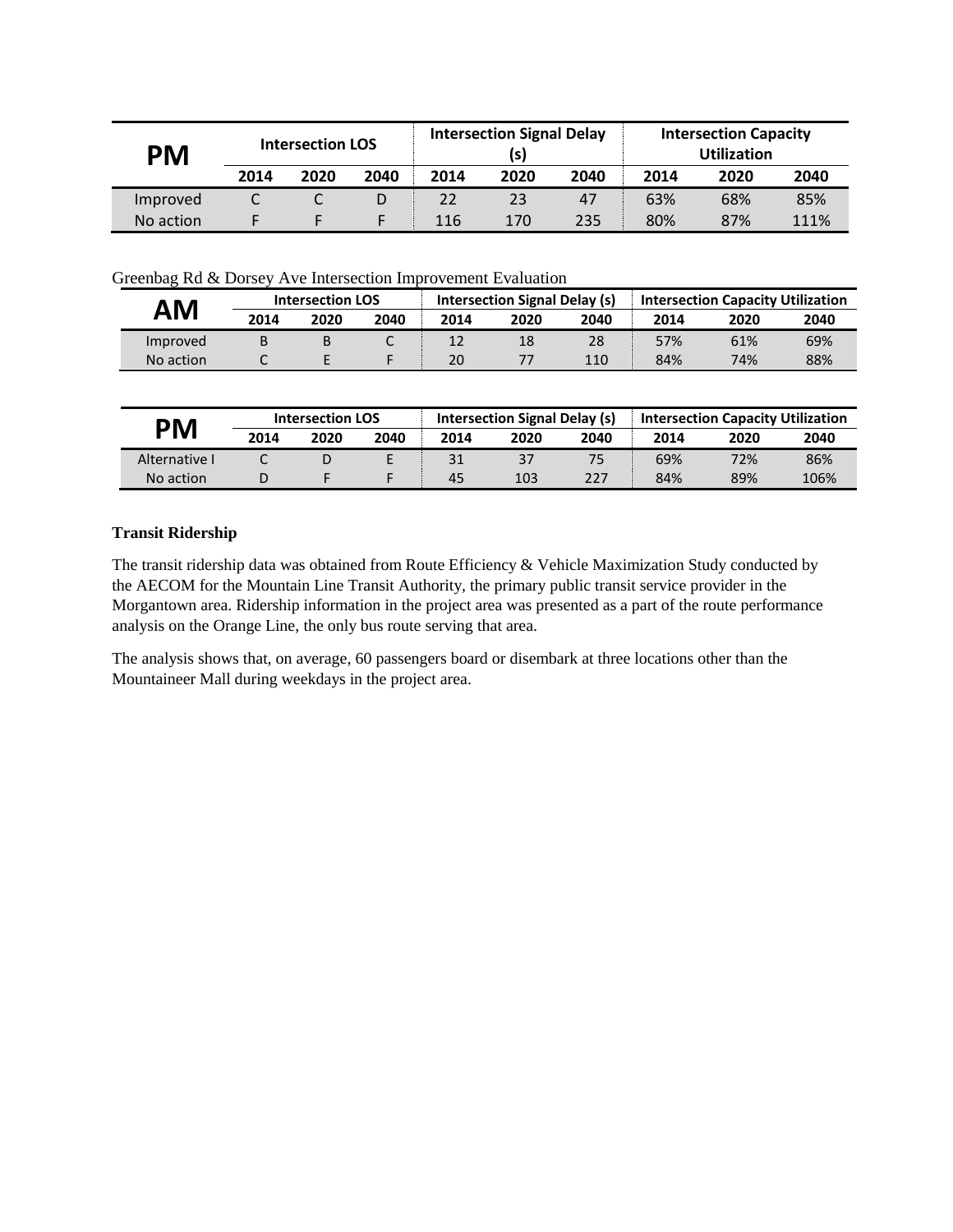| PM | Intersection LOS | | | Intersection Signal Delay (s) | | | Intersection Capacity Utilization | | |
|---|---|---|---|---|---|---|---|---|---|
| | 2014 | 2020 | 2040 | 2014 | 2020 | 2040 | 2014 | 2020 | 2040 |
| Improved | C | C | D | 22 | 23 | 47 | 63% | 68% | 85% |
| No action | F | F | F | 116 | 170 | 235 | 80% | 87% | 111% |

Greenbag Rd & Dorsey Ave Intersection Improvement Evaluation

| AM | Intersection LOS | | | Intersection Signal Delay (s) | | | Intersection Capacity Utilization | | |
|---|---|---|---|---|---|---|---|---|---|
| | 2014 | 2020 | 2040 | 2014 | 2020 | 2040 | 2014 | 2020 | 2040 |
| Improved | B | B | C | 12 | 18 | 28 | 57% | 61% | 69% |
| No action | C | E | F | 20 | 77 | 110 | 84% | 74% | 88% |

| PM | Intersection LOS | | | Intersection Signal Delay (s) | | | Intersection Capacity Utilization | | |
|---|---|---|---|---|---|---|---|---|---|
| | 2014 | 2020 | 2040 | 2014 | 2020 | 2040 | 2014 | 2020 | 2040 |
| Alternative I | C | D | E | 31 | 37 | 75 | 69% | 72% | 86% |
| No action | D | F | F | 45 | 103 | 227 | 84% | 89% | 106% |

**Transit Ridership**

The transit ridership data was obtained from Route Efficiency & Vehicle Maximization Study conducted by the AECOM for the Mountain Line Transit Authority, the primary public transit service provider in the Morgantown area. Ridership information in the project area was presented as a part of the route performance analysis on the Orange Line, the only bus route serving that area.

The analysis shows that, on average, 60 passengers board or disembark at three locations other than the Mountaineer Mall during weekdays in the project area.